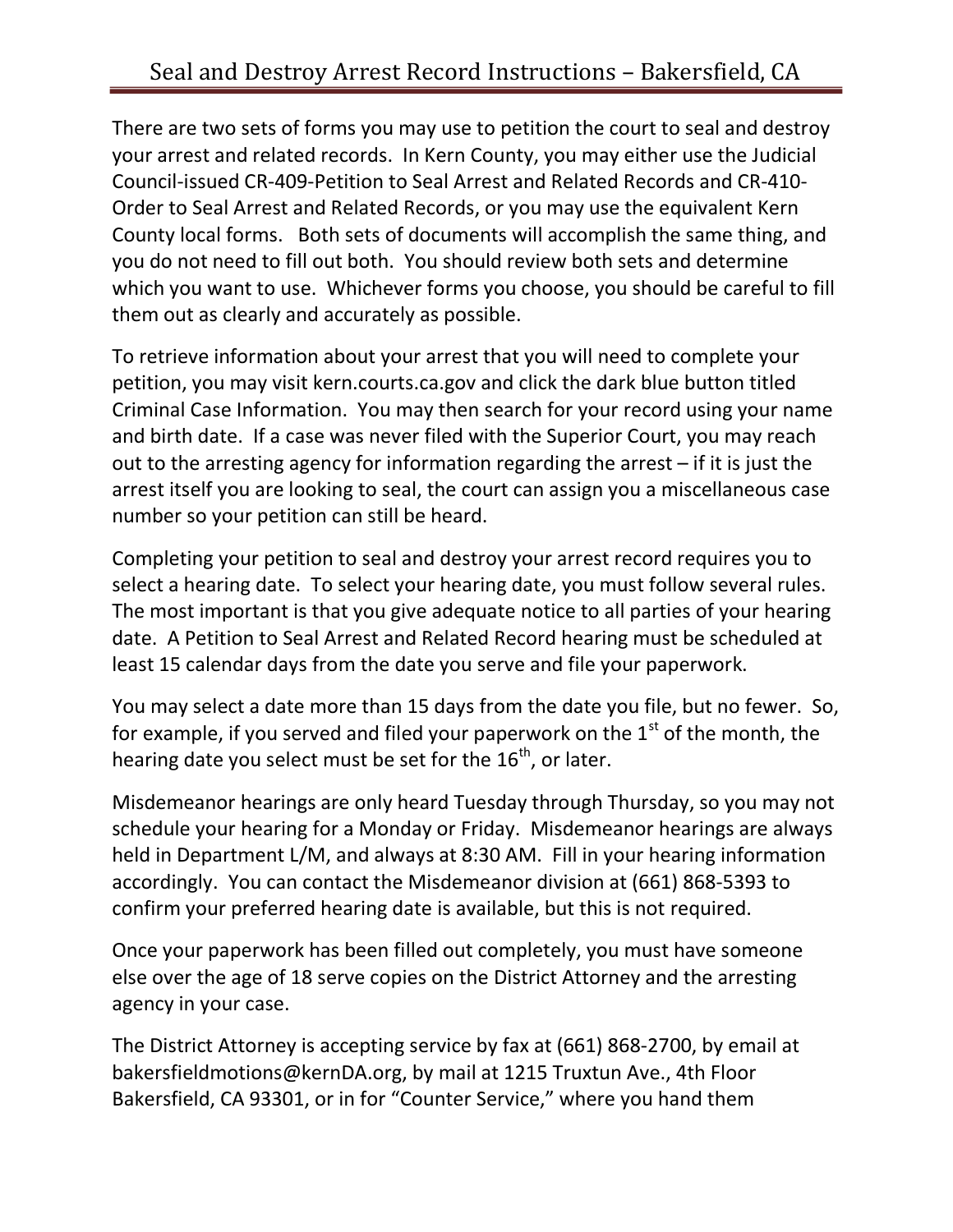# Seal and Destroy Arrest Record Instructions – Bakersfield, CA

There are two sets of forms you may use to petition the court to seal and destroy your arrest and related records. In Kern County, you may either use the Judicial Council-issued CR-409-Petition to Seal Arrest and Related Records and CR-410-Order to Seal Arrest and Related Records, or you may use the equivalent Kern County local forms. Both sets of documents will accomplish the same thing, and you do not need to fill out both. You should review both sets and determine which you want to use. Whichever forms you choose, you should be careful to fill them out as clearly and accurately as possible.

To retrieve information about your arrest that you will need to complete your petition, you may visit kern.courts.ca.gov and click the dark blue button titled Criminal Case Information. You may then search for your record using your name and birth date. If a case was never filed with the Superior Court, you may reach out to the arresting agency for information regarding the arrest – if it is just the arrest itself you are looking to seal, the court can assign you a miscellaneous case number so your petition can still be heard.

Completing your petition to seal and destroy your arrest record requires you to select a hearing date. To select your hearing date, you must follow several rules. The most important is that you give adequate notice to all parties of your hearing date. A Petition to Seal Arrest and Related Record hearing must be scheduled at least 15 calendar days from the date you serve and file your paperwork.

You may select a date more than 15 days from the date you file, but no fewer. So, for example, if you served and filed your paperwork on the 1st of the month, the hearing date you select must be set for the 16th, or later.

Misdemeanor hearings are only heard Tuesday through Thursday, so you may not schedule your hearing for a Monday or Friday. Misdemeanor hearings are always held in Department L/M, and always at 8:30 AM. Fill in your hearing information accordingly. You can contact the Misdemeanor division at (661) 868-5393 to confirm your preferred hearing date is available, but this is not required.

Once your paperwork has been filled out completely, you must have someone else over the age of 18 serve copies on the District Attorney and the arresting agency in your case.

The District Attorney is accepting service by fax at (661) 868-2700, by email at bakersfieldmotions@kernDA.org, by mail at 1215 Truxtun Ave., 4th Floor Bakersfield, CA 93301, or in for "Counter Service," where you hand them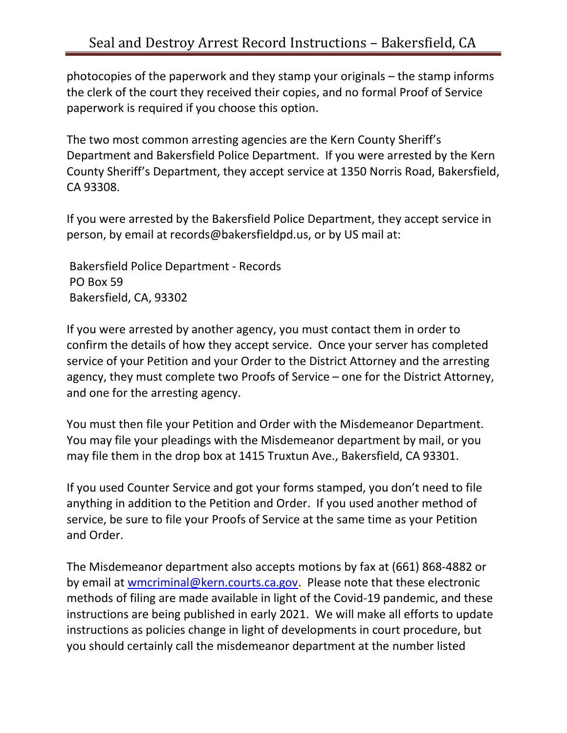photocopies of the paperwork and they stamp your originals – the stamp informs the clerk of the court they received their copies, and no formal Proof of Service paperwork is required if you choose this option.

The two most common arresting agencies are the Kern County Sheriff's Department and Bakersfield Police Department. If you were arrested by the Kern County Sheriff's Department, they accept service at 1350 Norris Road, Bakersfield, CA 93308.

If you were arrested by the Bakersfield Police Department, they accept service in person, by email at records@bakersfieldpd.us, or by US mail at:

Bakersfield Police Department - Records  
PO Box 59  
Bakersfield, CA, 93302

If you were arrested by another agency, you must contact them in order to confirm the details of how they accept service. Once your server has completed service of your Petition and your Order to the District Attorney and the arresting agency, they must complete two Proofs of Service – one for the District Attorney, and one for the arresting agency.

You must then file your Petition and Order with the Misdemeanor Department. You may file your pleadings with the Misdemeanor department by mail, or you may file them in the drop box at 1415 Truxtun Ave., Bakersfield, CA 93301.

If you used Counter Service and got your forms stamped, you don't need to file anything in addition to the Petition and Order. If you used another method of service, be sure to file your Proofs of Service at the same time as your Petition and Order.

The Misdemeanor department also accepts motions by fax at (661) 868-4882 or by email at wmcriminal@kern.courts.ca.gov. Please note that these electronic methods of filing are made available in light of the Covid-19 pandemic, and these instructions are being published in early 2021. We will make all efforts to update instructions as policies change in light of developments in court procedure, but you should certainly call the misdemeanor department at the number listed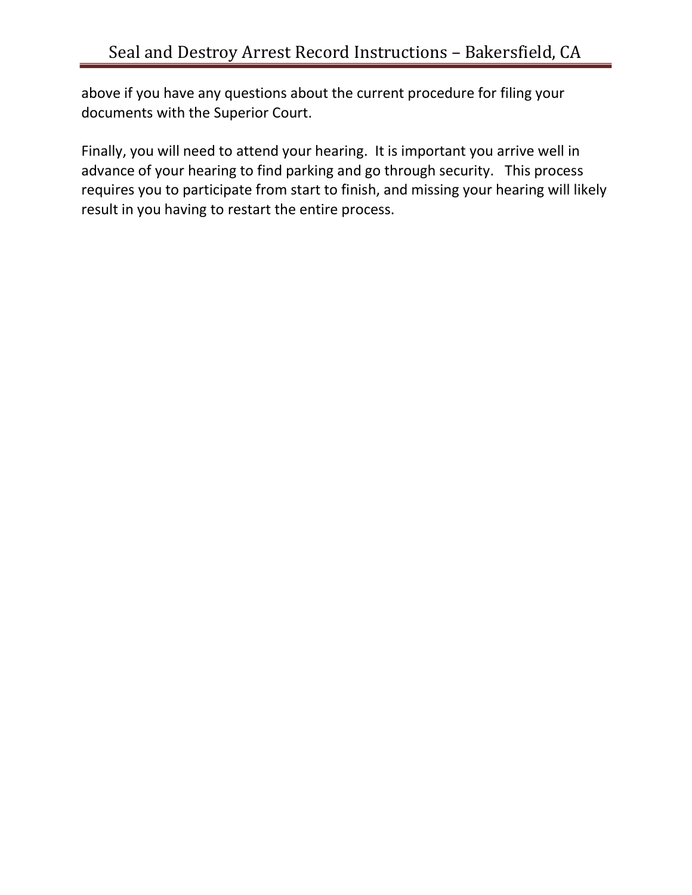above if you have any questions about the current procedure for filing your documents with the Superior Court.

Finally, you will need to attend your hearing. It is important you arrive well in advance of your hearing to find parking and go through security. This process requires you to participate from start to finish, and missing your hearing will likely result in you having to restart the entire process.